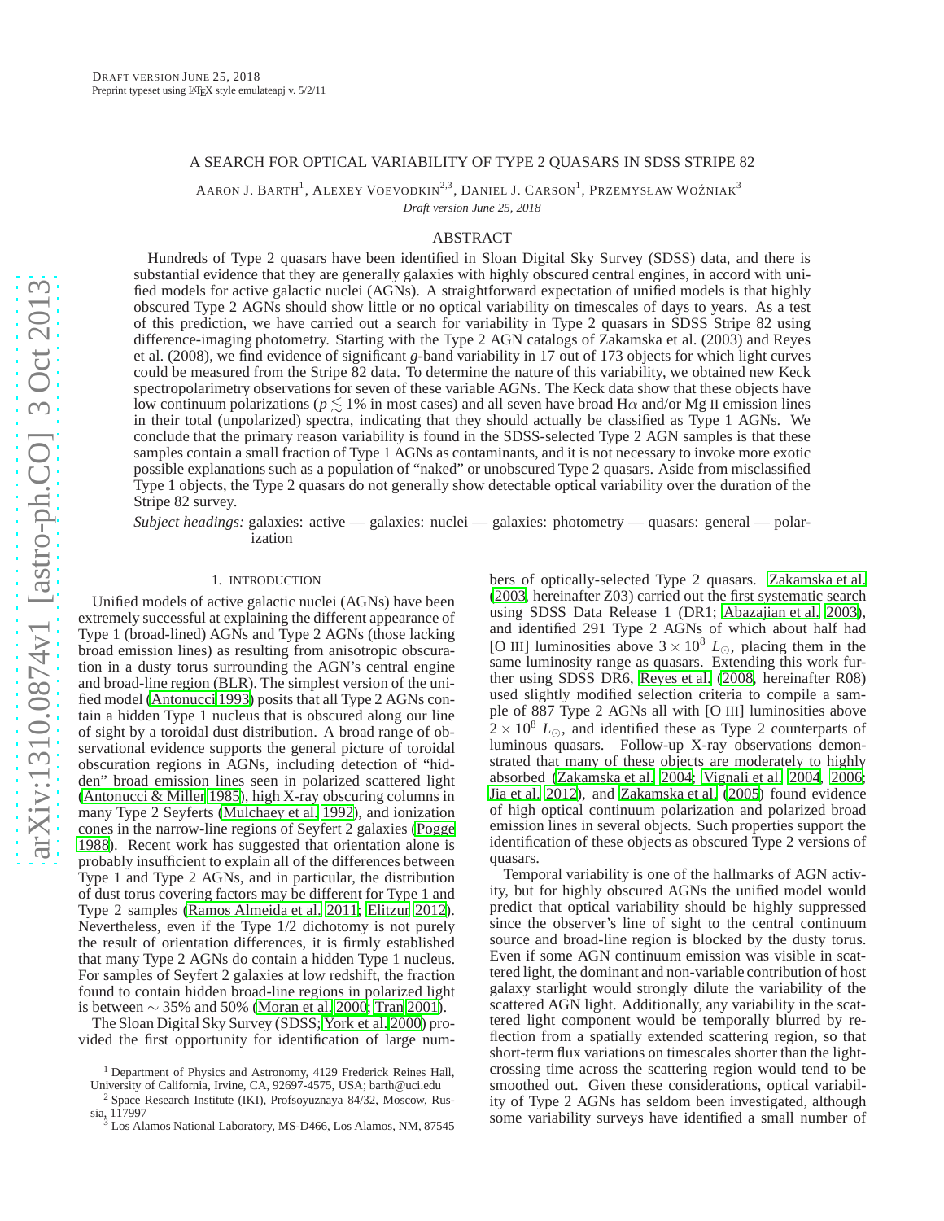# A SEARCH FOR OPTICAL VARIABILITY OF TYPE 2 QUASARS IN SDSS STRIPE 82

Aaron J. Barth[1], Alexey Voevodkin[2,3], Daniel J. Carson[1], Przemysław Woźniak[3]

*Draft version June 25, 2018*

## ABSTRACT

Hundreds of Type 2 quasars have been identified in Sloan Digital Sky Survey (SDSS) data, and there is substantial evidence that they are generally galaxies with highly obscured central engines, in accord with unified models for active galactic nuclei (AGNs). A straightforward expectation of unified models is that highly obscured Type 2 AGNs should show little or no optical variability on timescales of days to years. As a test of this prediction, we have carried out a search for variability in Type 2 quasars in SDSS Stripe 82 using difference-imaging photometry. Starting with the Type 2 AGN catalogs of Zakamska et al. (2003) and Reyes et al. (2008), we find evidence of significant *g*-band variability in 17 out of 173 objects for which light curves could be measured from the Stripe 82 data. To determine the nature of this variability, we obtained new Keck spectropolarimetry observations for seven of these variable AGNs. The Keck data show that these objects have low continuum polarizations ($p \lesssim 1\%$ in most cases) and all seven have broad Hα and/or Mg II emission lines in their total (unpolarized) spectra, indicating that they should actually be classified as Type 1 AGNs. We conclude that the primary reason variability is found in the SDSS-selected Type 2 AGN samples is that these samples contain a small fraction of Type 1 AGNs as contaminants, and it is not necessary to invoke more exotic possible explanations such as a population of "naked" or unobscured Type 2 quasars. Aside from misclassified Type 1 objects, the Type 2 quasars do not generally show detectable optical variability over the duration of the Stripe 82 survey.

*Subject headings:* galaxies: active — galaxies: nuclei — galaxies: photometry — quasars: general — polarization

## 1. INTRODUCTION

Unified models of active galactic nuclei (AGNs) have been extremely successful at explaining the different appearance of Type 1 (broad-lined) AGNs and Type 2 AGNs (those lacking broad emission lines) as resulting from anisotropic obscuration in a dusty torus surrounding the AGN's central engine and broad-line region (BLR). The simplest version of the unified model (Antonucci 1993) posits that all Type 2 AGNs contain a hidden Type 1 nucleus that is obscured along our line of sight by a toroidal dust distribution. A broad range of observational evidence supports the general picture of toroidal obscuration regions in AGNs, including detection of "hidden" broad emission lines seen in polarized scattered light (Antonucci & Miller 1985), high X-ray obscuring columns in many Type 2 Seyferts (Mulchaey et al. 1992), and ionization cones in the narrow-line regions of Seyfert 2 galaxies (Pogge 1988). Recent work has suggested that orientation alone is probably insufficient to explain all of the differences between Type 1 and Type 2 AGNs, and in particular, the distribution of dust torus covering factors may be different for Type 1 and Type 2 samples (Ramos Almeida et al. 2011; Elitzur 2012). Nevertheless, even if the Type 1/2 dichotomy is not purely the result of orientation differences, it is firmly established that many Type 2 AGNs do contain a hidden Type 1 nucleus. For samples of Seyfert 2 galaxies at low redshift, the fraction found to contain hidden broad-line regions in polarized light is between ∼ 35% and 50% (Moran et al. 2000; Tran 2001).

The Sloan Digital Sky Survey (SDSS; York et al. 2000) provided the first opportunity for identification of large numbers of optically-selected Type 2 quasars. Zakamska et al. (2003, hereinafter Z03) carried out the first systematic search using SDSS Data Release 1 (DR1; Abazajian et al. 2003), and identified 291 Type 2 AGNs of which about half had [O III] luminosities above $3 \times 10^8$ $L_\odot$, placing them in the same luminosity range as quasars. Extending this work further using SDSS DR6, Reyes et al. (2008, hereinafter R08) used slightly modified selection criteria to compile a sample of 887 Type 2 AGNs all with [O III] luminosities above $2 \times 10^8$ $L_\odot$, and identified these as Type 2 counterparts of luminous quasars. Follow-up X-ray observations demonstrated that many of these objects are moderately to highly absorbed (Zakamska et al. 2004; Vignali et al. 2004, 2006; Jia et al. 2012), and Zakamska et al. (2005) found evidence of high optical continuum polarization and polarized broad emission lines in several objects. Such properties support the identification of these objects as obscured Type 2 versions of quasars.

Temporal variability is one of the hallmarks of AGN activity, but for highly obscured AGNs the unified model would predict that optical variability should be highly suppressed since the observer's line of sight to the central continuum source and broad-line region is blocked by the dusty torus. Even if some AGN continuum emission was visible in scattered light, the dominant and non-variable contribution of host galaxy starlight would strongly dilute the variability of the scattered AGN light. Additionally, any variability in the scattered light component would be temporally blurred by reflection from a spatially extended scattering region, so that short-term flux variations on timescales shorter than the light-crossing time across the scattering region would tend to be smoothed out. Given these considerations, optical variability of Type 2 AGNs has seldom been investigated, although some variability surveys have identified a small number of

[1] Department of Physics and Astronomy, 4129 Frederick Reines Hall, University of California, Irvine, CA, 92697-4575, USA; barth@uci.edu
[2] Space Research Institute (IKI), Profsoyuznaya 84/32, Moscow, Russia, 117997
[3] Los Alamos National Laboratory, MS-D466, Los Alamos, NM, 87545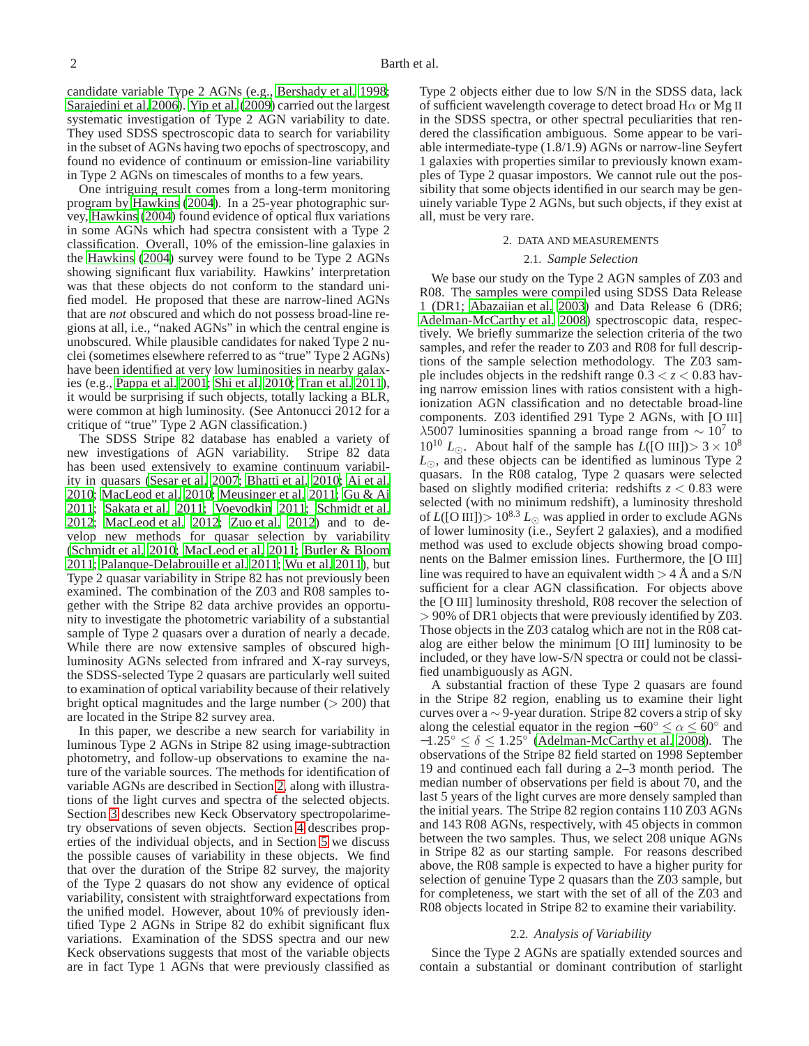candidate variable Type 2 AGNs (e.g., Bershady et al. 1998; Sarajedini et al. 2006). Yip et al. (2009) carried out the largest systematic investigation of Type 2 AGN variability to date. They used SDSS spectroscopic data to search for variability in the subset of AGNs having two epochs of spectroscopy, and found no evidence of continuum or emission-line variability in Type 2 AGNs on timescales of months to a few years.

One intriguing result comes from a long-term monitoring program by Hawkins (2004). In a 25-year photographic survey, Hawkins (2004) found evidence of optical flux variations in some AGNs which had spectra consistent with a Type 2 classification. Overall, 10% of the emission-line galaxies in the Hawkins (2004) survey were found to be Type 2 AGNs showing significant flux variability. Hawkins' interpretation was that these objects do not conform to the standard unified model. He proposed that these are narrow-lined AGNs that are *not* obscured and which do not possess broad-line regions at all, i.e., "naked AGNs" in which the central engine is unobscured. While plausible candidates for naked Type 2 nuclei (sometimes elsewhere referred to as "true" Type 2 AGNs) have been identified at very low luminosities in nearby galaxies (e.g., Pappa et al. 2001; Shi et al. 2010; Tran et al. 2011), it would be surprising if such objects, totally lacking a BLR, were common at high luminosity. (See Antonucci 2012 for a critique of "true" Type 2 AGN classification.)

The SDSS Stripe 82 database has enabled a variety of new investigations of AGN variability. Stripe 82 data has been used extensively to examine continuum variability in quasars (Sesar et al. 2007; Bhatti et al. 2010; Ai et al. 2010; MacLeod et al. 2010; Meusinger et al. 2011; Gu & Ai 2011; Sakata et al. 2011; Voevodkin 2011; Schmidt et al. 2012; MacLeod et al. 2012; Zuo et al. 2012) and to develop new methods for quasar selection by variability (Schmidt et al. 2010; MacLeod et al. 2011; Butler & Bloom 2011; Palanque-Delabrouille et al. 2011; Wu et al. 2011), but Type 2 quasar variability in Stripe 82 has not previously been examined. The combination of the Z03 and R08 samples together with the Stripe 82 data archive provides an opportunity to investigate the photometric variability of a substantial sample of Type 2 quasars over a duration of nearly a decade. While there are now extensive samples of obscured high-luminosity AGNs selected from infrared and X-ray surveys, the SDSS-selected Type 2 quasars are particularly well suited to examination of optical variability because of their relatively bright optical magnitudes and the large number ($> 200$) that are located in the Stripe 82 survey area.

In this paper, we describe a new search for variability in luminous Type 2 AGNs in Stripe 82 using image-subtraction photometry, and follow-up observations to examine the nature of the variable sources. The methods for identification of variable AGNs are described in Section 2, along with illustrations of the light curves and spectra of the selected objects. Section 3 describes new Keck Observatory spectropolarimetry observations of seven objects. Section 4 describes properties of the individual objects, and in Section 5 we discuss the possible causes of variability in these objects. We find that over the duration of the Stripe 82 survey, the majority of the Type 2 quasars do not show any evidence of optical variability, consistent with straightforward expectations from the unified model. However, about 10% of previously identified Type 2 AGNs in Stripe 82 do exhibit significant flux variations. Examination of the SDSS spectra and our new Keck observations suggests that most of the variable objects are in fact Type 1 AGNs that were previously classified as Type 2 objects either due to low S/N in the SDSS data, lack of sufficient wavelength coverage to detect broad H$\alpha$ or Mg II in the SDSS spectra, or other spectral peculiarities that rendered the classification ambiguous. Some appear to be variable intermediate-type (1.8/1.9) AGNs or narrow-line Seyfert 1 galaxies with properties similar to previously known examples of Type 2 quasar impostors. We cannot rule out the possibility that some objects identified in our search may be genuinely variable Type 2 AGNs, but such objects, if they exist at all, must be very rare.

## 2. DATA AND MEASUREMENTS

### 2.1. *Sample Selection*

We base our study on the Type 2 AGN samples of Z03 and R08. The samples were compiled using SDSS Data Release 1 (DR1; Abazajian et al. 2003) and Data Release 6 (DR6; Adelman-McCarthy et al. 2008) spectroscopic data, respectively. We briefly summarize the selection criteria of the two samples, and refer the reader to Z03 and R08 for full descriptions of the sample selection methodology. The Z03 sample includes objects in the redshift range $0.3 < z < 0.83$ having narrow emission lines with ratios consistent with a high-ionization AGN classification and no detectable broad-line components. Z03 identified 291 Type 2 AGNs, with [O III] $\lambda$5007 luminosities spanning a broad range from $\sim 10^7$ to $10^{10}$ $L_\odot$. About half of the sample has $L$([O III])$> 3 \times 10^8$ $L_\odot$, and these objects can be identified as luminous Type 2 quasars. In the R08 catalog, Type 2 quasars were selected based on slightly modified criteria: redshifts $z < 0.83$ were selected (with no minimum redshift), a luminosity threshold of $L$([O III])$> 10^{8.3}$ $L_\odot$ was applied in order to exclude AGNs of lower luminosity (i.e., Seyfert 2 galaxies), and a modified method was used to exclude objects showing broad components on the Balmer emission lines. Furthermore, the [O III] line was required to have an equivalent width $> 4$ Å and a S/N sufficient for a clear AGN classification. For objects above the [O III] luminosity threshold, R08 recover the selection of $> 90$% of DR1 objects that were previously identified by Z03. Those objects in the Z03 catalog which are not in the R08 catalog are either below the minimum [O III] luminosity to be included, or they have low-S/N spectra or could not be classified unambiguously as AGN.

A substantial fraction of these Type 2 quasars are found in the Stripe 82 region, enabling us to examine their light curves over a $\sim$9-year duration. Stripe 82 covers a strip of sky along the celestial equator in the region $-60^\circ \leq \alpha \leq 60^\circ$ and $-1.25^\circ \leq \delta \leq 1.25^\circ$ (Adelman-McCarthy et al. 2008). The observations of the Stripe 82 field started on 1998 September 19 and continued each fall during a 2–3 month period. The median number of observations per field is about 70, and the last 5 years of the light curves are more densely sampled than the initial years. The Stripe 82 region contains 110 Z03 AGNs and 143 R08 AGNs, respectively, with 45 objects in common between the two samples. Thus, we select 208 unique AGNs in Stripe 82 as our starting sample. For reasons described above, the R08 sample is expected to have a higher purity for selection of genuine Type 2 quasars than the Z03 sample, but for completeness, we start with the set of all of the Z03 and R08 objects located in Stripe 82 to examine their variability.

### 2.2. *Analysis of Variability*

Since the Type 2 AGNs are spatially extended sources and contain a substantial or dominant contribution of starlight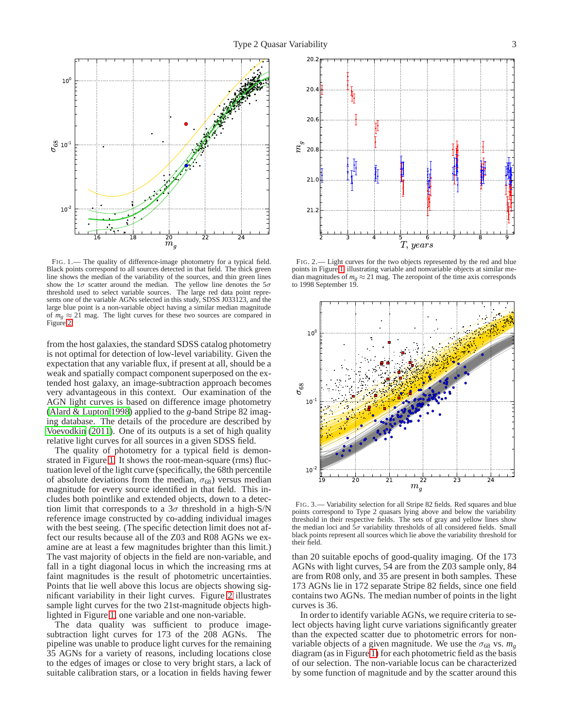FIG. 1.— The quality of difference-image photometry for a typical field. Black points correspond to all sources detected in that field. The thick green line shows the median of the variability of the sources, and thin green lines show the $1\sigma$ scatter around the median. The yellow line denotes the $5\sigma$ threshold used to select variable sources. The large red data point represents one of the variable AGNs selected in this study, SDSS J033123, and the large blue point is a non-variable object having a similar median magnitude of $m_g \approx 21$ mag. The light curves for these two sources are compared in Figure 2.

FIG. 2.— Light curves for the two objects represented by the red and blue points in Figure 1 illustrating variable and nonvariable objects at similar median magnitudes of $m_g \approx 21$ mag. The zeropoint of the time axis corresponds to 1998 September 19.

from the host galaxies, the standard SDSS catalog photometry is not optimal for detection of low-level variability. Given the expectation that any variable flux, if present at all, should be a weak and spatially compact component superposed on the extended host galaxy, an image-subtraction approach becomes very advantageous in this context. Our examination of the AGN light curves is based on difference image photometry (Alard & Lupton 1998) applied to the $g$-band Stripe 82 imaging database. The details of the procedure are described by Voevodkin (2011). One of its outputs is a set of high quality relative light curves for all sources in a given SDSS field.

The quality of photometry for a typical field is demonstrated in Figure 1. It shows the root-mean-square (rms) fluctuation level of the light curve (specifically, the 68th percentile of absolute deviations from the median, $\sigma_{68}$) versus median magnitude for every source identified in that field. This includes both pointlike and extended objects, down to a detection limit that corresponds to a $3\sigma$ threshold in a high-S/N reference image constructed by co-adding individual images with the best seeing. (The specific detection limit does not affect our results because all of the Z03 and R08 AGNs we examine are at least a few magnitudes brighter than this limit.) The vast majority of objects in the field are non-variable, and fall in a tight diagonal locus in which the increasing rms at faint magnitudes is the result of photometric uncertainties. Points that lie well above this locus are objects showing significant variability in their light curves. Figure 2 illustrates sample light curves for the two 21st-magnitude objects highlighted in Figure 1, one variable and one non-variable.

The data quality was sufficient to produce image-subtraction light curves for 173 of the 208 AGNs. The pipeline was unable to produce light curves for the remaining 35 AGNs for a variety of reasons, including locations close to the edges of images or close to very bright stars, a lack of suitable calibration stars, or a location in fields having fewer than 20 suitable epochs of good-quality imaging. Of the 173 AGNs with light curves, 54 are from the Z03 sample only, 84 are from R08 only, and 35 are present in both samples. These 173 AGNs lie in 172 separate Stripe 82 fields, since one field contains two AGNs. The median number of points in the light curves is 36.

FIG. 3.— Variability selection for all Stripe 82 fields. Red squares and blue points correspond to Type 2 quasars lying above and below the variability threshold in their respective fields. The sets of gray and yellow lines show the median loci and $5\sigma$ variability thresholds of all considered fields. Small black points represent all sources which lie above the variability threshold for their field.

In order to identify variable AGNs, we require criteria to select objects having light curve variations significantly greater than the expected scatter due to photometric errors for non-variable objects of a given magnitude. We use the $\sigma_{68}$ vs. $m_g$ diagram (as in Figure 1) for each photometric field as the basis of our selection. The non-variable locus can be characterized by some function of magnitude and by the scatter around this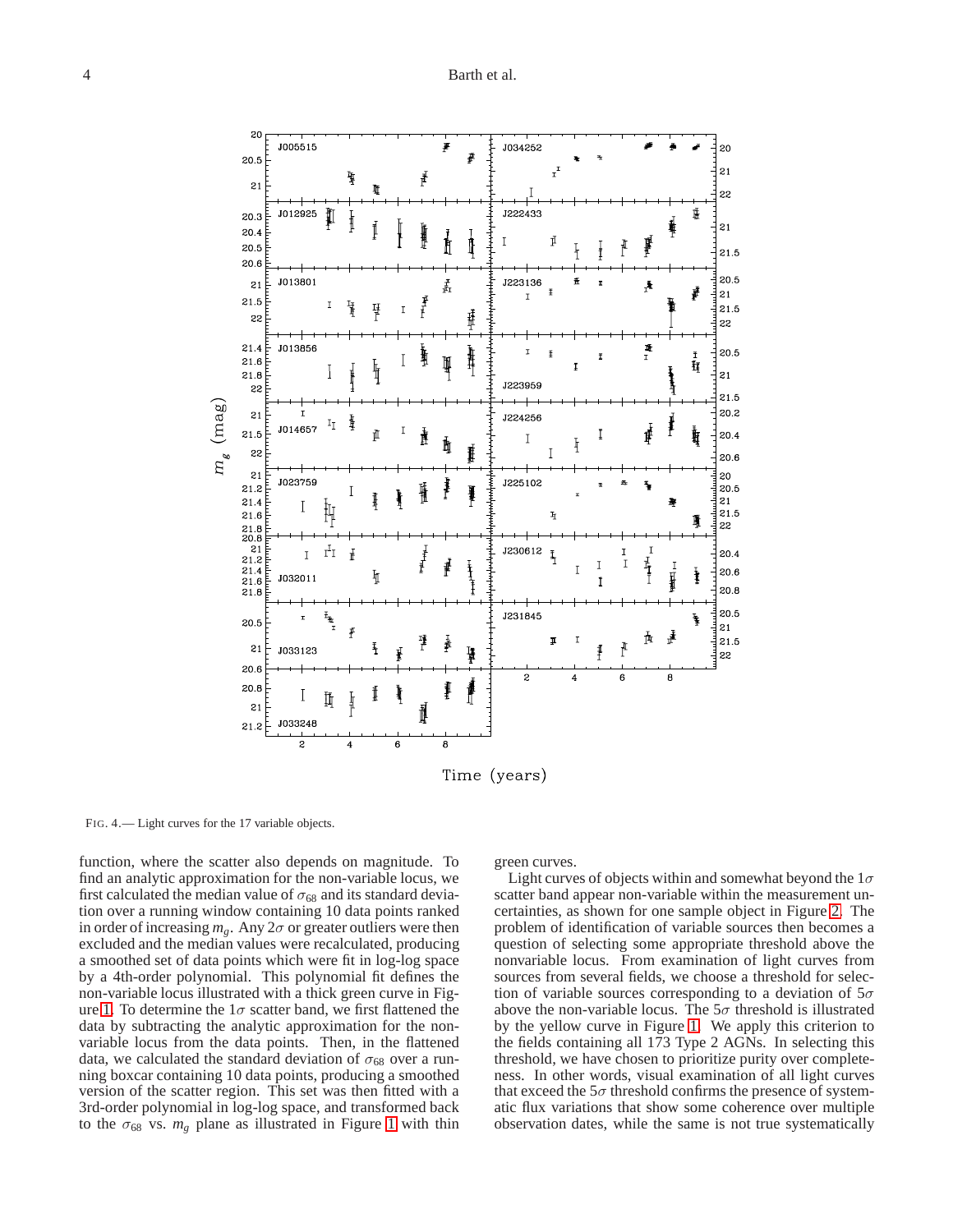FIG. 4.— Light curves for the 17 variable objects.

function, where the scatter also depends on magnitude. To find an analytic approximation for the non-variable locus, we first calculated the median value of $\sigma_{68}$ and its standard deviation over a running window containing 10 data points ranked in order of increasing $m_g$. Any $2\sigma$ or greater outliers were then excluded and the median values were recalculated, producing a smoothed set of data points which were fit in log-log space by a 4th-order polynomial. This polynomial fit defines the non-variable locus illustrated with a thick green curve in Figure 1. To determine the $1\sigma$ scatter band, we first flattened the data by subtracting the analytic approximation for the non-variable locus from the data points. Then, in the flattened data, we calculated the standard deviation of $\sigma_{68}$ over a running boxcar containing 10 data points, producing a smoothed version of the scatter region. This set was then fitted with a 3rd-order polynomial in log-log space, and transformed back to the $\sigma_{68}$ vs. $m_g$ plane as illustrated in Figure 1 with thin green curves.

Light curves of objects within and somewhat beyond the $1\sigma$ scatter band appear non-variable within the measurement uncertainties, as shown for one sample object in Figure 2. The problem of identification of variable sources then becomes a question of selecting some appropriate threshold above the nonvariable locus. From examination of light curves from sources from several fields, we choose a threshold for selection of variable sources corresponding to a deviation of $5\sigma$ above the non-variable locus. The $5\sigma$ threshold is illustrated by the yellow curve in Figure 1. We apply this criterion to the fields containing all 173 Type 2 AGNs. In selecting this threshold, we have chosen to prioritize purity over completeness. In other words, visual examination of all light curves that exceed the $5\sigma$ threshold confirms the presence of systematic flux variations that show some coherence over multiple observation dates, while the same is not true systematically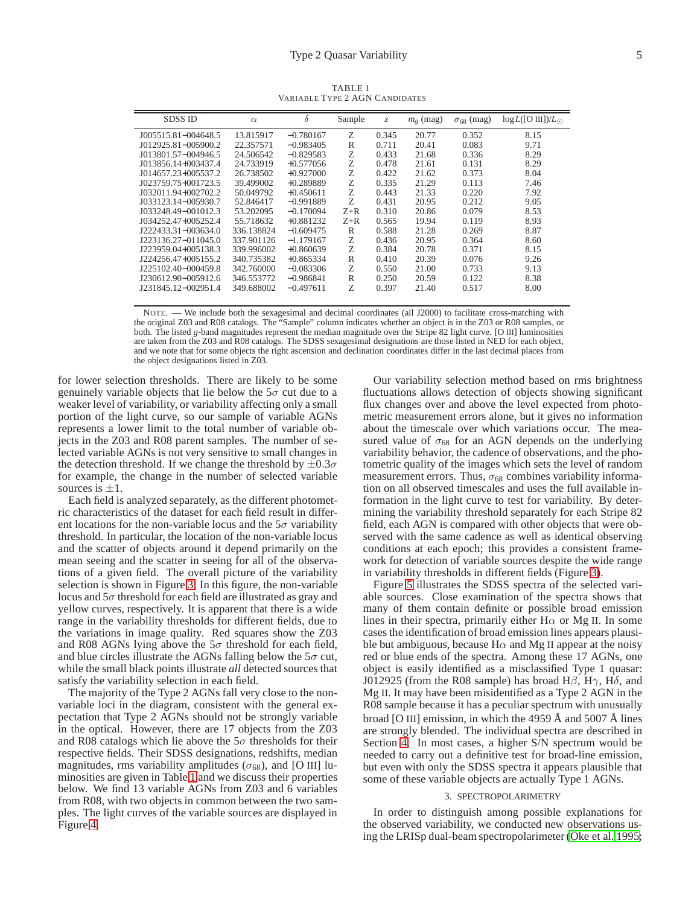TABLE 1
VARIABLE TYPE 2 AGN CANDIDATES

| SDSS ID | $\alpha$ | $\delta$ | Sample | $z$ | $m_g$ (mag) | $\sigma_{68}$ (mag) | $\log L([\text{O III}])/L_{\odot}$ |
|---|---|---|---|---|---|---|---|
| J005515.81−004648.5 | 13.815917 | −0.780167 | Z | 0.345 | 20.77 | 0.352 | 8.15 |
| J012925.81−005900.2 | 22.357571 | −0.983405 | R | 0.711 | 20.41 | 0.083 | 9.71 |
| J013801.57−004946.5 | 24.506542 | −0.829583 | Z | 0.433 | 21.68 | 0.336 | 8.29 |
| J013856.14+003437.4 | 24.733919 | +0.577056 | Z | 0.478 | 21.61 | 0.131 | 8.29 |
| J014657.23+005537.2 | 26.738502 | +0.927000 | Z | 0.422 | 21.62 | 0.373 | 8.04 |
| J023759.75+001723.5 | 39.499002 | +0.289889 | Z | 0.335 | 21.29 | 0.113 | 7.46 |
| J032011.94+002702.2 | 50.049792 | +0.450611 | Z | 0.443 | 21.33 | 0.220 | 7.92 |
| J033123.14−005930.7 | 52.846417 | −0.991889 | Z | 0.431 | 20.95 | 0.212 | 9.05 |
| J033248.49−001012.3 | 53.202095 | −0.170094 | Z+R | 0.310 | 20.86 | 0.079 | 8.53 |
| J034252.47+005252.4 | 55.718632 | +0.881232 | Z+R | 0.565 | 19.94 | 0.119 | 8.93 |
| J222433.31−003634.0 | 336.138824 | −0.609475 | R | 0.588 | 21.28 | 0.269 | 8.87 |
| J223136.27−011045.0 | 337.901126 | −1.179167 | Z | 0.436 | 20.95 | 0.364 | 8.60 |
| J223959.04+005138.3 | 339.996002 | +0.860639 | Z | 0.384 | 20.78 | 0.371 | 8.15 |
| J224256.47+005155.2 | 340.735382 | +0.865334 | R | 0.410 | 20.39 | 0.076 | 9.26 |
| J225102.40−000459.8 | 342.760000 | −0.083306 | Z | 0.550 | 21.00 | 0.733 | 9.13 |
| J230612.90−005912.6 | 346.553772 | −0.986841 | R | 0.250 | 20.59 | 0.122 | 8.38 |
| J231845.12−002951.4 | 349.688002 | −0.497611 | Z | 0.397 | 21.40 | 0.517 | 8.00 |

NOTE. — We include both the sexagesimal and decimal coordinates (all J2000) to facilitate cross-matching with the original Z03 and R08 catalogs. The "Sample" column indicates whether an object is in the Z03 or R08 samples, or both. The listed $g$-band magnitudes represent the median magnitude over the Stripe 82 light curve. [O III] luminosities are taken from the Z03 and R08 catalogs. The SDSS sexagesimal designations are those listed in NED for each object, and we note that for some objects the right ascension and declination coordinates differ in the last decimal places from the object designations listed in Z03.

for lower selection thresholds. There are likely to be some genuinely variable objects that lie below the $5\sigma$ cut due to a weaker level of variability, or variability affecting only a small portion of the light curve, so our sample of variable AGNs represents a lower limit to the total number of variable objects in the Z03 and R08 parent samples. The number of selected variable AGNs is not very sensitive to small changes in the detection threshold. If we change the threshold by $\pm 0.3\sigma$ for example, the change in the number of selected variable sources is $\pm 1$.

Each field is analyzed separately, as the different photometric characteristics of the dataset for each field result in different locations for the non-variable locus and the $5\sigma$ variability threshold. In particular, the location of the non-variable locus and the scatter of objects around it depend primarily on the mean seeing and the scatter in seeing for all of the observations of a given field. The overall picture of the variability selection is shown in Figure 3. In this figure, the non-variable locus and $5\sigma$ threshold for each field are illustrated as gray and yellow curves, respectively. It is apparent that there is a wide range in the variability thresholds for different fields, due to the variations in image quality. Red squares show the Z03 and R08 AGNs lying above the $5\sigma$ threshold for each field, and blue circles illustrate the AGNs falling below the $5\sigma$ cut, while the small black points illustrate *all* detected sources that satisfy the variability selection in each field.

The majority of the Type 2 AGNs fall very close to the non-variable loci in the diagram, consistent with the general expectation that Type 2 AGNs should not be strongly variable in the optical. However, there are 17 objects from the Z03 and R08 catalogs which lie above the $5\sigma$ thresholds for their respective fields. Their SDSS designations, redshifts, median magnitudes, rms variability amplitudes ($\sigma_{68}$), and [O III] luminosities are given in Table 1 and we discuss their properties below. We find 13 variable AGNs from Z03 and 6 variables from R08, with two objects in common between the two samples. The light curves of the variable sources are displayed in Figure 4.

Our variability selection method based on rms brightness fluctuations allows detection of objects showing significant flux changes over and above the level expected from photometric measurement errors alone, but it gives no information about the timescale over which variations occur. The measured value of $\sigma_{68}$ for an AGN depends on the underlying variability behavior, the cadence of observations, and the photometric quality of the images which sets the level of random measurement errors. Thus, $\sigma_{68}$ combines variability information on all observed timescales and uses the full available information in the light curve to test for variability. By determining the variability threshold separately for each Stripe 82 field, each AGN is compared with other objects that were observed with the same cadence as well as identical observing conditions at each epoch; this provides a consistent framework for detection of variable sources despite the wide range in variability thresholds in different fields (Figure 3).

Figure 5 illustrates the SDSS spectra of the selected variable sources. Close examination of the spectra shows that many of them contain definite or possible broad emission lines in their spectra, primarily either H$\alpha$ or Mg II. In some cases the identification of broad emission lines appears plausible but ambiguous, because H$\alpha$ and Mg II appear at the noisy red or blue ends of the spectra. Among these 17 AGNs, one object is easily identified as a misclassified Type 1 quasar: J012925 (from the R08 sample) has broad H$\beta$, H$\gamma$, H$\delta$, and Mg II. It may have been misidentified as a Type 2 AGN in the R08 sample because it has a peculiar spectrum with unusually broad [O III] emission, in which the 4959 Å and 5007 Å lines are strongly blended. The individual spectra are described in Section 4. In most cases, a higher S/N spectrum would be needed to carry out a definitive test for broad-line emission, but even with only the SDSS spectra it appears plausible that some of these variable objects are actually Type 1 AGNs.

## 3. SPECTROPOLARIMETRY

In order to distinguish among possible explanations for the observed variability, we conducted new observations using the LRISp dual-beam spectropolarimeter (Oke et al. 1995;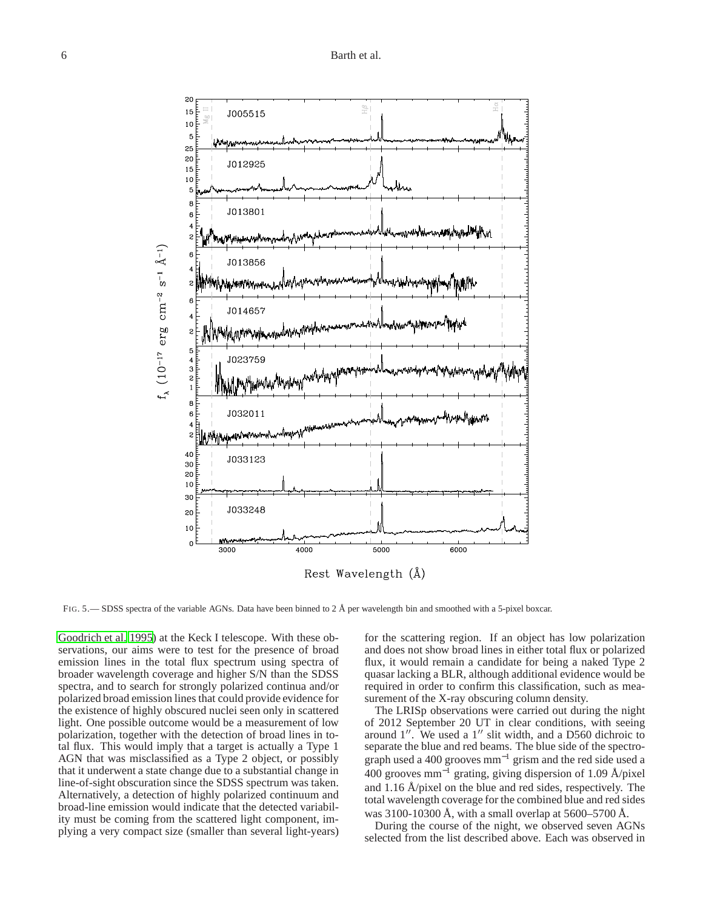FIG. 5.— SDSS spectra of the variable AGNs. Data have been binned to 2 Å per wavelength bin and smoothed with a 5-pixel boxcar.

Goodrich et al. 1995) at the Keck I telescope. With these observations, our aims were to test for the presence of broad emission lines in the total flux spectrum using spectra of broader wavelength coverage and higher S/N than the SDSS spectra, and to search for strongly polarized continua and/or polarized broad emission lines that could provide evidence for the existence of highly obscured nuclei seen only in scattered light. One possible outcome would be a measurement of low polarization, together with the detection of broad lines in total flux. This would imply that a target is actually a Type 1 AGN that was misclassified as a Type 2 object, or possibly that it underwent a state change due to a substantial change in line-of-sight obscuration since the SDSS spectrum was taken. Alternatively, a detection of highly polarized continuum and broad-line emission would indicate that the detected variability must be coming from the scattered light component, implying a very compact size (smaller than several light-years) for the scattering region. If an object has low polarization and does not show broad lines in either total flux or polarized flux, it would remain a candidate for being a naked Type 2 quasar lacking a BLR, although additional evidence would be required in order to confirm this classification, such as measurement of the X-ray obscuring column density.

The LRISp observations were carried out during the night of 2012 September 20 UT in clear conditions, with seeing around 1′′. We used a 1′′ slit width, and a D560 dichroic to separate the blue and red beams. The blue side of the spectrograph used a 400 grooves $\text{mm}^{-1}$ grism and the red side used a 400 grooves $\text{mm}^{-1}$ grating, giving dispersion of 1.09 Å/pixel and 1.16 Å/pixel on the blue and red sides, respectively. The total wavelength coverage for the combined blue and red sides was 3100-10300 Å, with a small overlap at 5600–5700 Å.

During the course of the night, we observed seven AGNs selected from the list described above. Each was observed in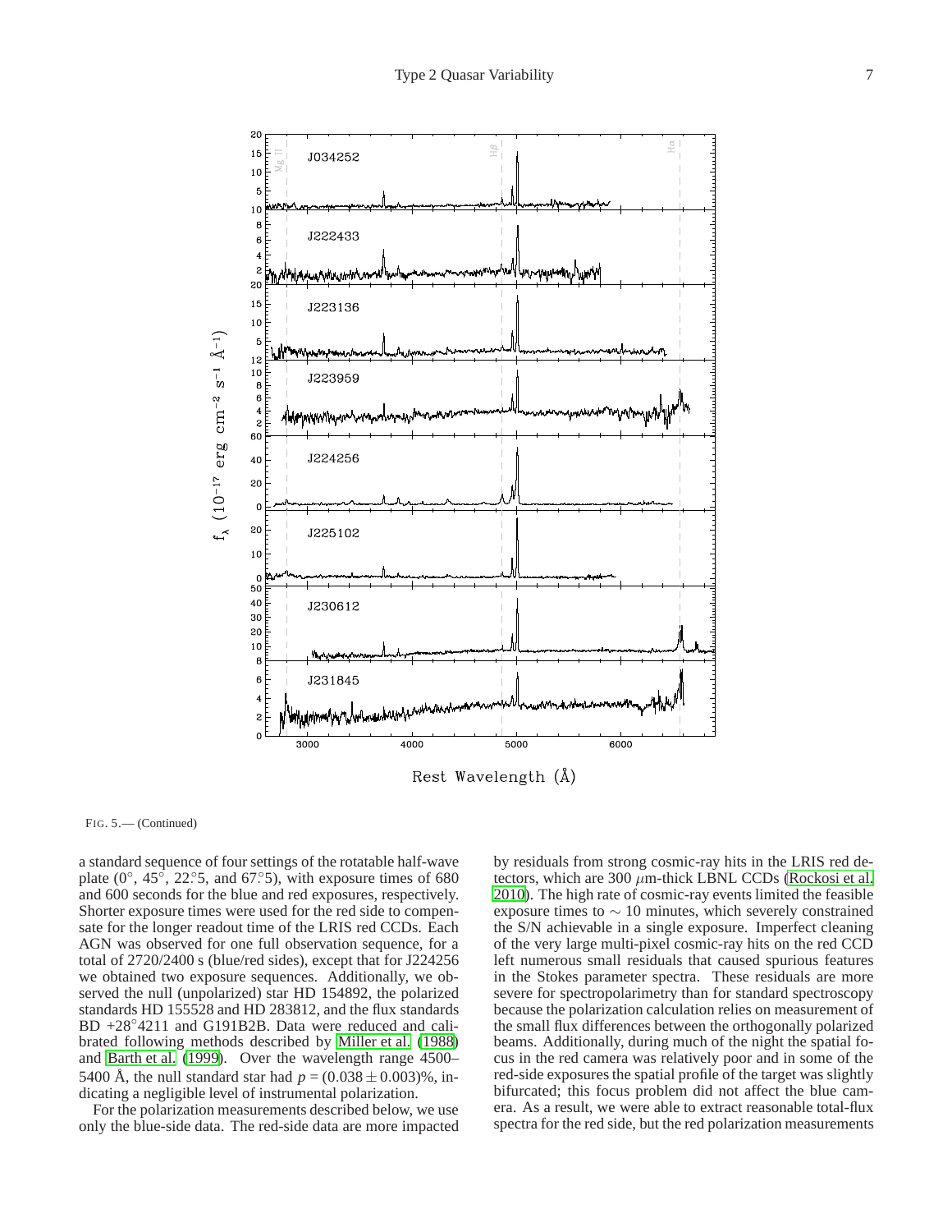FIG. 5.— (Continued)

a standard sequence of four settings of the rotatable half-wave plate (0°, 45°, 22.°5, and 67.°5), with exposure times of 680 and 600 seconds for the blue and red exposures, respectively. Shorter exposure times were used for the red side to compensate for the longer readout time of the LRIS red CCDs. Each AGN was observed for one full observation sequence, for a total of 2720/2400 s (blue/red sides), except that for J224256 we obtained two exposure sequences. Additionally, we observed the null (unpolarized) star HD 154892, the polarized standards HD 155528 and HD 283812, and the flux standards BD +28°4211 and G191B2B. Data were reduced and calibrated following methods described by Miller et al. (1988) and Barth et al. (1999). Over the wavelength range 4500–5400 Å, the null standard star had $p = (0.038 \pm 0.003)\%$, indicating a negligible level of instrumental polarization.

For the polarization measurements described below, we use only the blue-side data. The red-side data are more impacted by residuals from strong cosmic-ray hits in the LRIS red detectors, which are 300 $\mu$m-thick LBNL CCDs (Rockosi et al. 2010). The high rate of cosmic-ray events limited the feasible exposure times to $\sim 10$ minutes, which severely constrained the S/N achievable in a single exposure. Imperfect cleaning of the very large multi-pixel cosmic-ray hits on the red CCD left numerous small residuals that caused spurious features in the Stokes parameter spectra. These residuals are more severe for spectropolarimetry than for standard spectroscopy because the polarization calculation relies on measurement of the small flux differences between the orthogonally polarized beams. Additionally, during much of the night the spatial focus in the red camera was relatively poor and in some of the red-side exposures the spatial profile of the target was slightly bifurcated; this focus problem did not affect the blue camera. As a result, we were able to extract reasonable total-flux spectra for the red side, but the red polarization measurements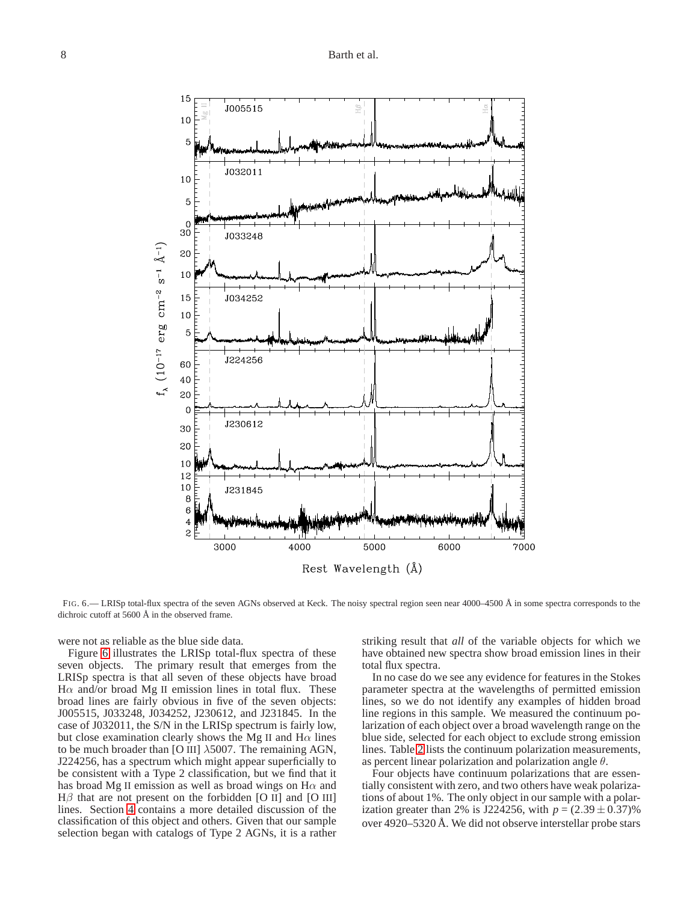FIG. 6.— LRISp total-flux spectra of the seven AGNs observed at Keck. The noisy spectral region seen near 4000–4500 Å in some spectra corresponds to the dichroic cutoff at 5600 Å in the observed frame.

were not as reliable as the blue side data.

Figure 6 illustrates the LRISp total-flux spectra of these seven objects. The primary result that emerges from the LRISp spectra is that all seven of these objects have broad Hα and/or broad Mg II emission lines in total flux. These broad lines are fairly obvious in five of the seven objects: J005515, J033248, J034252, J230612, and J231845. In the case of J032011, the S/N in the LRISp spectrum is fairly low, but close examination clearly shows the Mg II and Hα lines to be much broader than [O III] λ5007. The remaining AGN, J224256, has a spectrum which might appear superficially to be consistent with a Type 2 classification, but we find that it has broad Mg II emission as well as broad wings on Hα and Hβ that are not present on the forbidden [O II] and [O III] lines. Section 4 contains a more detailed discussion of the classification of this object and others. Given that our sample selection began with catalogs of Type 2 AGNs, it is a rather striking result that *all* of the variable objects for which we have obtained new spectra show broad emission lines in their total flux spectra.

In no case do we see any evidence for features in the Stokes parameter spectra at the wavelengths of permitted emission lines, so we do not identify any examples of hidden broad line regions in this sample. We measured the continuum polarization of each object over a broad wavelength range on the blue side, selected for each object to exclude strong emission lines. Table 2 lists the continuum polarization measurements, as percent linear polarization and polarization angle $\theta$.

Four objects have continuum polarizations that are essentially consistent with zero, and two others have weak polarizations of about 1%. The only object in our sample with a polarization greater than 2% is J224256, with $p = (2.39 \pm 0.37)$% over 4920–5320 Å. We did not observe interstellar probe stars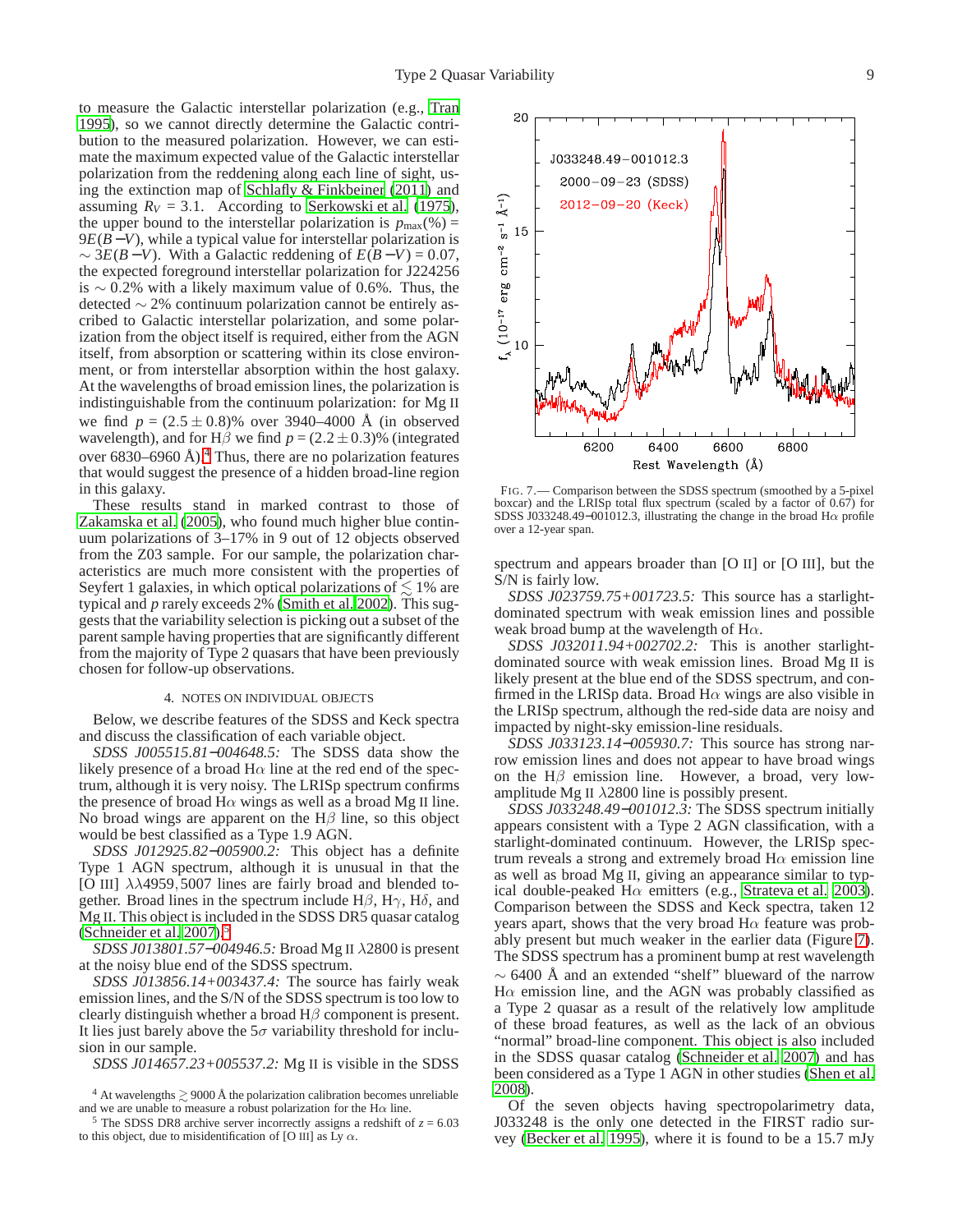to measure the Galactic interstellar polarization (e.g., Tran 1995), so we cannot directly determine the Galactic contribution to the measured polarization. However, we can estimate the maximum expected value of the Galactic interstellar polarization from the reddening along each line of sight, using the extinction map of Schlafly & Finkbeiner (2011) and assuming $R_V = 3.1$. According to Serkowski et al. (1975), the upper bound to the interstellar polarization is $p_{\rm max}(\%) = 9E(B-V)$, while a typical value for interstellar polarization is $\sim 3E(B-V)$. With a Galactic reddening of $E(B-V) = 0.07$, the expected foreground interstellar polarization for J224256 is $\sim 0.2\%$ with a likely maximum value of 0.6%. Thus, the detected $\sim 2\%$ continuum polarization cannot be entirely ascribed to Galactic interstellar polarization, and some polarization from the object itself is required, either from the AGN itself, from absorption or scattering within its close environment, or from interstellar absorption within the host galaxy. At the wavelengths of broad emission lines, the polarization is indistinguishable from the continuum polarization: for Mg II we find $p = (2.5 \pm 0.8)\%$ over 3940–4000 Å (in observed wavelength), and for H$\beta$ we find $p = (2.2 \pm 0.3)\%$ (integrated over 6830–6960 Å).[4] Thus, there are no polarization features that would suggest the presence of a hidden broad-line region in this galaxy.

These results stand in marked contrast to those of Zakamska et al. (2005), who found much higher blue continuum polarizations of 3–17% in 9 out of 12 objects observed from the Z03 sample. For our sample, the polarization characteristics are much more consistent with the properties of Seyfert 1 galaxies, in which optical polarizations of $\lesssim 1\%$ are typical and $p$ rarely exceeds 2% (Smith et al. 2002). This suggests that the variability selection is picking out a subset of the parent sample having properties that are significantly different from the majority of Type 2 quasars that have been previously chosen for follow-up observations.

## 4. NOTES ON INDIVIDUAL OBJECTS

Below, we describe features of the SDSS and Keck spectra and discuss the classification of each variable object.

*SDSS J005515.81−004648.5:* The SDSS data show the likely presence of a broad H$\alpha$ line at the red end of the spectrum, although it is very noisy. The LRISp spectrum confirms the presence of broad H$\alpha$ wings as well as a broad Mg II line. No broad wings are apparent on the H$\beta$ line, so this object would be best classified as a Type 1.9 AGN.

*SDSS J012925.82−005900.2:* This object has a definite Type 1 AGN spectrum, although it is unusual in that the [O III] $\lambda\lambda$4959, 5007 lines are fairly broad and blended together. Broad lines in the spectrum include H$\beta$, H$\gamma$, H$\delta$, and Mg II. This object is included in the SDSS DR5 quasar catalog (Schneider et al. 2007).[5]

*SDSS J013801.57−004946.5:* Broad Mg II $\lambda$2800 is present at the noisy blue end of the SDSS spectrum.

*SDSS J013856.14+003437.4:* The source has fairly weak emission lines, and the S/N of the SDSS spectrum is too low to clearly distinguish whether a broad H$\beta$ component is present. It lies just barely above the 5$\sigma$ variability threshold for inclusion in our sample.

*SDSS J014657.23+005537.2:* Mg II is visible in the SDSS spectrum and appears broader than [O II] or [O III], but the S/N is fairly low.

*SDSS J023759.75+001723.5:* This source has a starlight-dominated spectrum with weak emission lines and possible weak broad bump at the wavelength of H$\alpha$.

*SDSS J032011.94+002702.2:* This is another starlight-dominated source with weak emission lines. Broad Mg II is likely present at the blue end of the SDSS spectrum, and confirmed in the LRISp data. Broad H$\alpha$ wings are also visible in the LRISp spectrum, although the red-side data are noisy and impacted by night-sky emission-line residuals.

*SDSS J033123.14−005930.7:* This source has strong narrow emission lines and does not appear to have broad wings on the H$\beta$ emission line. However, a broad, very low-amplitude Mg II $\lambda$2800 line is possibly present.

*SDSS J033248.49−001012.3:* The SDSS spectrum initially appears consistent with a Type 2 AGN classification, with a starlight-dominated continuum. However, the LRISp spectrum reveals a strong and extremely broad H$\alpha$ emission line as well as broad Mg II, giving an appearance similar to typical double-peaked H$\alpha$ emitters (e.g., Strateva et al. 2003). Comparison between the SDSS and Keck spectra, taken 12 years apart, shows that the very broad H$\alpha$ feature was probably present but much weaker in the earlier data (Figure 7). The SDSS spectrum has a prominent bump at rest wavelength $\sim 6400$ Å and an extended "shelf" blueward of the narrow H$\alpha$ emission line, and the AGN was probably classified as a Type 2 quasar as a result of the relatively low amplitude of these broad features, as well as the lack of an obvious "normal" broad-line component. This object is also included in the SDSS quasar catalog (Schneider et al. 2007) and has been considered as a Type 1 AGN in other studies (Shen et al. 2008).

FIG. 7.— Comparison between the SDSS spectrum (smoothed by a 5-pixel boxcar) and the LRISp total flux spectrum (scaled by a factor of 0.67) for SDSS J033248.49−001012.3, illustrating the change in the broad H$\alpha$ profile over a 12-year span.

Of the seven objects having spectropolarimetry data, J033248 is the only one detected in the FIRST radio survey (Becker et al. 1995), where it is found to be a 15.7 mJy

[4] At wavelengths $\gtrsim 9000$ Å the polarization calibration becomes unreliable and we are unable to measure a robust polarization for the H$\alpha$ line.

[5] The SDSS DR8 archive server incorrectly assigns a redshift of $z = 6.03$ to this object, due to misidentification of [O III] as Ly $\alpha$.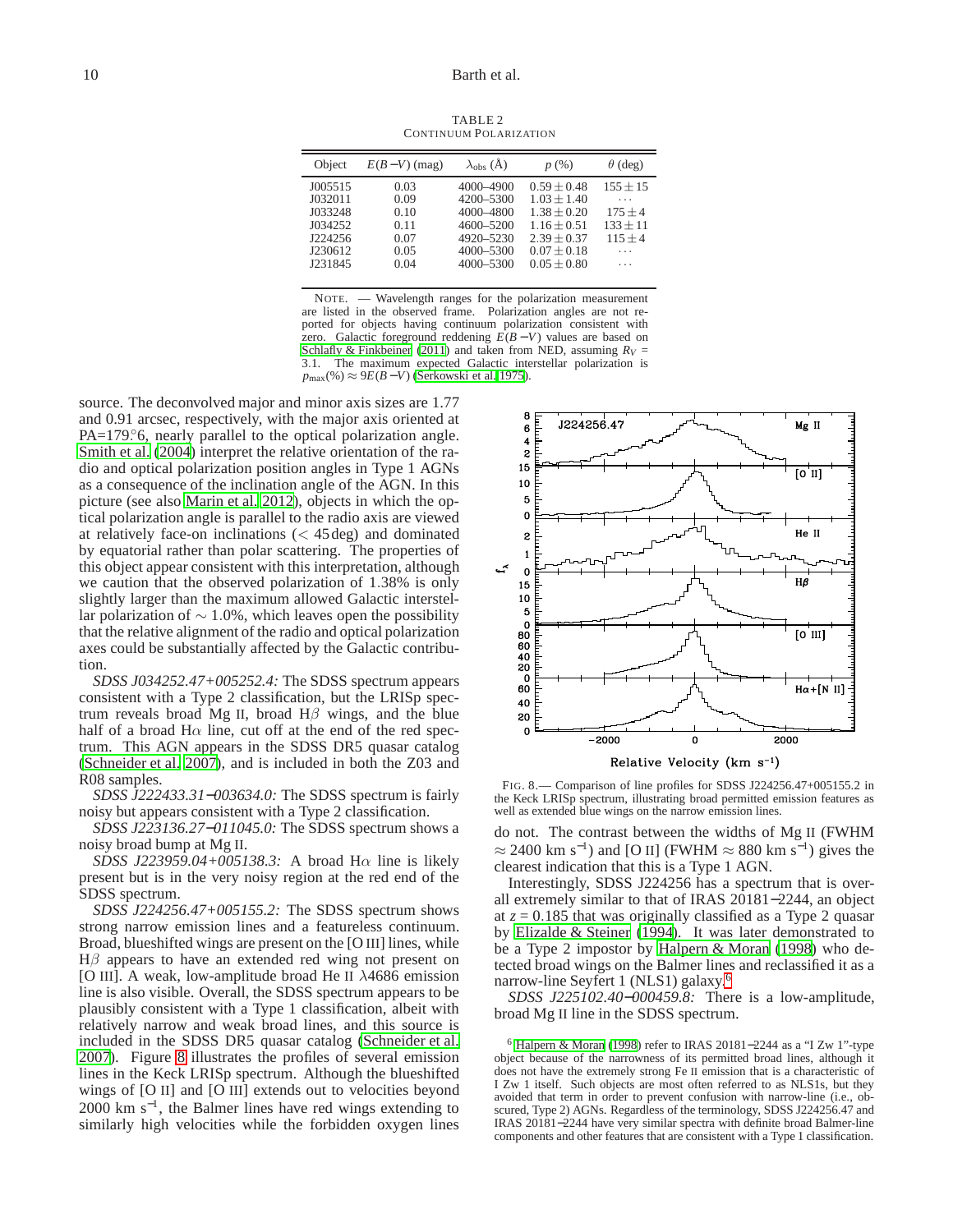TABLE 2
CONTINUUM POLARIZATION

| Object | $E(B-V)$ (mag) | $\lambda_{\rm obs}$ (Å) | $p$ (%) | $\theta$ (deg) |
|---|---|---|---|---|
| J005515 | 0.03 | 4000–4900 | $0.59 \pm 0.48$ | $155 \pm 15$ |
| J032011 | 0.09 | 4200–5300 | $1.03 \pm 1.40$ | ··· |
| J033248 | 0.10 | 4000–4800 | $1.38 \pm 0.20$ | $175 \pm 4$ |
| J034252 | 0.11 | 4600–5200 | $1.16 \pm 0.51$ | $133 \pm 11$ |
| J224256 | 0.07 | 4920–5230 | $2.39 \pm 0.37$ | $115 \pm 4$ |
| J230612 | 0.05 | 4000–5300 | $0.07 \pm 0.18$ | ··· |
| J231845 | 0.04 | 4000–5300 | $0.05 \pm 0.80$ | ··· |

NOTE. — Wavelength ranges for the polarization measurement are listed in the observed frame. Polarization angles are not reported for objects having continuum polarization consistent with zero. Galactic foreground reddening $E(B-V)$ values are based on Schlafly & Finkbeiner (2011) and taken from NED, assuming $R_V$ = 3.1. The maximum expected Galactic interstellar polarization is $p_{\rm max}(\%) \approx 9E(B-V)$ (Serkowski et al. 1975).

source. The deconvolved major and minor axis sizes are 1.77 and 0.91 arcsec, respectively, with the major axis oriented at PA=179.°6, nearly parallel to the optical polarization angle. Smith et al. (2004) interpret the relative orientation of the radio and optical polarization position angles in Type 1 AGNs as a consequence of the inclination angle of the AGN. In this picture (see also Marin et al. 2012), objects in which the optical polarization angle is parallel to the radio axis are viewed at relatively face-on inclinations ($<45$ deg) and dominated by equatorial rather than polar scattering. The properties of this object appear consistent with this interpretation, although we caution that the observed polarization of 1.38% is only slightly larger than the maximum allowed Galactic interstellar polarization of $\sim1.0$%, which leaves open the possibility that the relative alignment of the radio and optical polarization axes could be substantially affected by the Galactic contribution.

*SDSS J034252.47+005252.4:* The SDSS spectrum appears consistent with a Type 2 classification, but the LRISp spectrum reveals broad Mg II, broad H$\beta$ wings, and the blue half of a broad H$\alpha$ line, cut off at the end of the red spectrum. This AGN appears in the SDSS DR5 quasar catalog (Schneider et al. 2007), and is included in both the Z03 and R08 samples.

*SDSS J222433.31−003634.0:* The SDSS spectrum is fairly noisy but appears consistent with a Type 2 classification.

*SDSS J223136.27−011045.0:* The SDSS spectrum shows a noisy broad bump at Mg II.

*SDSS J223959.04+005138.3:* A broad H$\alpha$ line is likely present but is in the very noisy region at the red end of the SDSS spectrum.

*SDSS J224256.47+005155.2:* The SDSS spectrum shows strong narrow emission lines and a featureless continuum. Broad, blueshifted wings are present on the [O III] lines, while H$\beta$ appears to have an extended red wing not present on [O III]. A weak, low-amplitude broad He II $\lambda$4686 emission line is also visible. Overall, the SDSS spectrum appears to be plausibly consistent with a Type 1 classification, albeit with relatively narrow and weak broad lines, and this source is included in the SDSS DR5 quasar catalog (Schneider et al. 2007). Figure 8 illustrates the profiles of several emission lines in the Keck LRISp spectrum. Although the blueshifted wings of [O II] and [O III] extends out to velocities beyond 2000 km s$^{-1}$, the Balmer lines have red wings extending to similarly high velocities while the forbidden oxygen lines do not. The contrast between the widths of Mg II (FWHM $\approx 2400$ km s$^{-1}$) and [O II] (FWHM $\approx 880$ km s$^{-1}$) gives the clearest indication that this is a Type 1 AGN.

FIG. 8.— Comparison of line profiles for SDSS J224256.47+005155.2 in the Keck LRISp spectrum, illustrating broad permitted emission features as well as extended blue wings on the narrow emission lines.

Interestingly, SDSS J224256 has a spectrum that is overall extremely similar to that of IRAS 20181−2244, an object at $z = 0.185$ that was originally classified as a Type 2 quasar by Elizalde & Steiner (1994). It was later demonstrated to be a Type 2 impostor by Halpern & Moran (1998) who detected broad wings on the Balmer lines and reclassified it as a narrow-line Seyfert 1 (NLS1) galaxy.[6]

*SDSS J225102.40−000459.8:* There is a low-amplitude, broad Mg II line in the SDSS spectrum.

[6] Halpern & Moran (1998) refer to IRAS 20181−2244 as a "I Zw 1"-type object because of the narrowness of its permitted broad lines, although it does not have the extremely strong Fe II emission that is a characteristic of I Zw 1 itself. Such objects are most often referred to as NLS1s, but they avoided that term in order to prevent confusion with narrow-line (i.e., obscured, Type 2) AGNs. Regardless of the terminology, SDSS J224256.47 and IRAS 20181−2244 have very similar spectra with definite broad Balmer-line components and other features that are consistent with a Type 1 classification.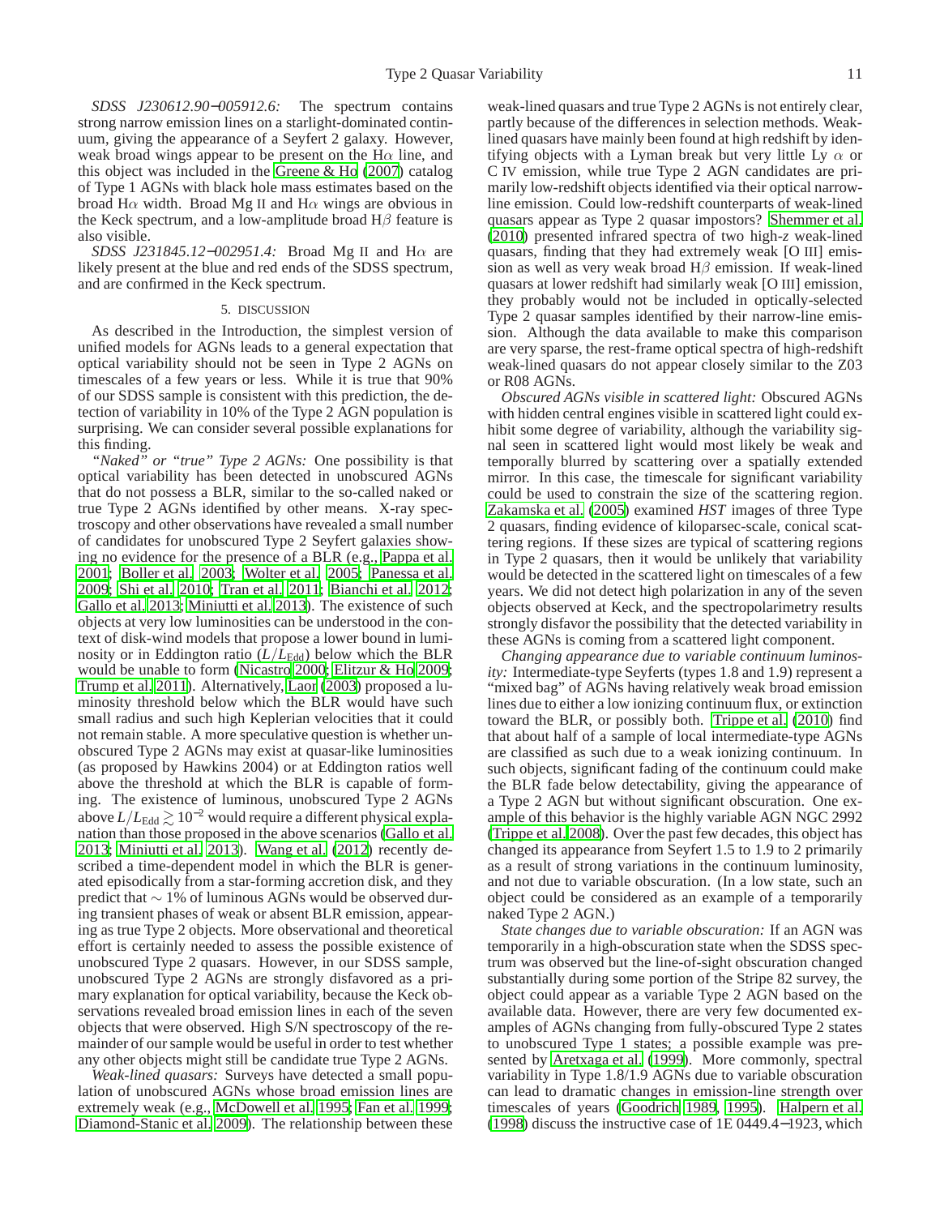*SDSS J230612.90−005912.6:* The spectrum contains strong narrow emission lines on a starlight-dominated continuum, giving the appearance of a Seyfert 2 galaxy. However, weak broad wings appear to be present on the H$\alpha$ line, and this object was included in the Greene & Ho (2007) catalog of Type 1 AGNs with black hole mass estimates based on the broad H$\alpha$ width. Broad Mg II and H$\alpha$ wings are obvious in the Keck spectrum, and a low-amplitude broad H$\beta$ feature is also visible.

*SDSS J231845.12−002951.4:* Broad Mg II and H$\alpha$ are likely present at the blue and red ends of the SDSS spectrum, and are confirmed in the Keck spectrum.

## 5. DISCUSSION

As described in the Introduction, the simplest version of unified models for AGNs leads to a general expectation that optical variability should not be seen in Type 2 AGNs on timescales of a few years or less. While it is true that 90% of our SDSS sample is consistent with this prediction, the detection of variability in 10% of the Type 2 AGN population is surprising. We can consider several possible explanations for this finding.

*"Naked" or "true" Type 2 AGNs:* One possibility is that optical variability has been detected in unobscured AGNs that do not possess a BLR, similar to the so-called naked or true Type 2 AGNs identified by other means. X-ray spectroscopy and other observations have revealed a small number of candidates for unobscured Type 2 Seyfert galaxies showing no evidence for the presence of a BLR (e.g., Pappa et al. 2001; Boller et al. 2003; Wolter et al. 2005; Panessa et al. 2009; Shi et al. 2010; Tran et al. 2011; Bianchi et al. 2012; Gallo et al. 2013; Miniutti et al. 2013). The existence of such objects at very low luminosities can be understood in the context of disk-wind models that propose a lower bound in luminosity or in Eddington ratio ($L/L_{\rm Edd}$) below which the BLR would be unable to form (Nicastro 2000; Elitzur & Ho 2009; Trump et al. 2011). Alternatively, Laor (2003) proposed a luminosity threshold below which the BLR would have such small radius and such high Keplerian velocities that it could not remain stable. A more speculative question is whether unobscured Type 2 AGNs may exist at quasar-like luminosities (as proposed by Hawkins 2004) or at Eddington ratios well above the threshold at which the BLR is capable of forming. The existence of luminous, unobscured Type 2 AGNs above $L/L_{\rm Edd} \gtrsim 10^{-2}$ would require a different physical explanation than those proposed in the above scenarios (Gallo et al. 2013; Miniutti et al. 2013). Wang et al. (2012) recently described a time-dependent model in which the BLR is generated episodically from a star-forming accretion disk, and they predict that $\sim 1$% of luminous AGNs would be observed during transient phases of weak or absent BLR emission, appearing as true Type 2 objects. More observational and theoretical effort is certainly needed to assess the possible existence of unobscured Type 2 quasars. However, in our SDSS sample, unobscured Type 2 AGNs are strongly disfavored as a primary explanation for optical variability, because the Keck observations revealed broad emission lines in each of the seven objects that were observed. High S/N spectroscopy of the remainder of our sample would be useful in order to test whether any other objects might still be candidate true Type 2 AGNs.

*Weak-lined quasars:* Surveys have detected a small population of unobscured AGNs whose broad emission lines are extremely weak (e.g., McDowell et al. 1995; Fan et al. 1999; Diamond-Stanic et al. 2009). The relationship between these weak-lined quasars and true Type 2 AGNs is not entirely clear, partly because of the differences in selection methods. Weak-lined quasars have mainly been found at high redshift by identifying objects with a Lyman break but very little Ly $\alpha$ or C IV emission, while true Type 2 AGN candidates are primarily low-redshift objects identified via their optical narrow-line emission. Could low-redshift counterparts of weak-lined quasars appear as Type 2 quasar impostors? Shemmer et al. (2010) presented infrared spectra of two high-$z$ weak-lined quasars, finding that they had extremely weak [O III] emission as well as very weak broad H$\beta$ emission. If weak-lined quasars at lower redshift had similarly weak [O III] emission, they probably would not be included in optically-selected Type 2 quasar samples identified by their narrow-line emission. Although the data available to make this comparison are very sparse, the rest-frame optical spectra of high-redshift weak-lined quasars do not appear closely similar to the Z03 or R08 AGNs.

*Obscured AGNs visible in scattered light:* Obscured AGNs with hidden central engines visible in scattered light could exhibit some degree of variability, although the variability signal seen in scattered light would most likely be weak and temporally blurred by scattering over a spatially extended mirror. In this case, the timescale for significant variability could be used to constrain the size of the scattering region. Zakamska et al. (2005) examined *HST* images of three Type 2 quasars, finding evidence of kiloparsec-scale, conical scattering regions. If these sizes are typical of scattering regions in Type 2 quasars, then it would be unlikely that variability would be detected in the scattered light on timescales of a few years. We did not detect high polarization in any of the seven objects observed at Keck, and the spectropolarimetry results strongly disfavor the possibility that the detected variability in these AGNs is coming from a scattered light component.

*Changing appearance due to variable continuum luminosity:* Intermediate-type Seyferts (types 1.8 and 1.9) represent a "mixed bag" of AGNs having relatively weak broad emission lines due to either a low ionizing continuum flux, or extinction toward the BLR, or possibly both. Trippe et al. (2010) find that about half of a sample of local intermediate-type AGNs are classified as such due to a weak ionizing continuum. In such objects, significant fading of the continuum could make the BLR fade below detectability, giving the appearance of a Type 2 AGN but without significant obscuration. One example of this behavior is the highly variable AGN NGC 2992 (Trippe et al. 2008). Over the past few decades, this object has changed its appearance from Seyfert 1.5 to 1.9 to 2 primarily as a result of strong variations in the continuum luminosity, and not due to variable obscuration. (In a low state, such an object could be considered as an example of a temporarily naked Type 2 AGN.)

*State changes due to variable obscuration:* If an AGN was temporarily in a high-obscuration state when the SDSS spectrum was observed but the line-of-sight obscuration changed substantially during some portion of the Stripe 82 survey, the object could appear as a variable Type 2 AGN based on the available data. However, there are very few documented examples of AGNs changing from fully-obscured Type 2 states to unobscured Type 1 states; a possible example was presented by Aretxaga et al. (1999). More commonly, spectral variability in Type 1.8/1.9 AGNs due to variable obscuration can lead to dramatic changes in emission-line strength over timescales of years (Goodrich 1989, 1995). Halpern et al. (1998) discuss the instructive case of 1E 0449.4−1923, which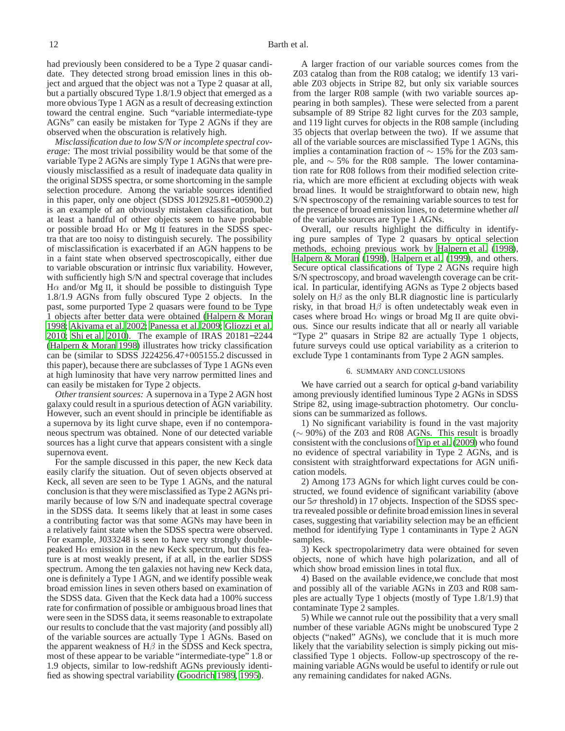had previously been considered to be a Type 2 quasar candidate. They detected strong broad emission lines in this object and argued that the object was not a Type 2 quasar at all, but a partially obscured Type 1.8/1.9 object that emerged as a more obvious Type 1 AGN as a result of decreasing extinction toward the central engine. Such "variable intermediate-type AGNs" can easily be mistaken for Type 2 AGNs if they are observed when the obscuration is relatively high.

*Misclassification due to low S/N or incomplete spectral coverage:* The most trivial possibility would be that some of the variable Type 2 AGNs are simply Type 1 AGNs that were previously misclassified as a result of inadequate data quality in the original SDSS spectra, or some shortcoming in the sample selection procedure. Among the variable sources identified in this paper, only one object (SDSS J012925.81−005900.2) is an example of an obviously mistaken classification, but at least a handful of other objects seem to have probable or possible broad H$\alpha$ or Mg II features in the SDSS spectra that are too noisy to distinguish securely. The possibility of misclassification is exacerbated if an AGN happens to be in a faint state when observed spectroscopically, either due to variable obscuration or intrinsic flux variability. However, with sufficiently high S/N and spectral coverage that includes H$\alpha$ and/or Mg II, it should be possible to distinguish Type 1.8/1.9 AGNs from fully obscured Type 2 objects. In the past, some purported Type 2 quasars were found to be Type 1 objects after better data were obtained (Halpern & Moran 1998; Akiyama et al. 2002; Panessa et al. 2009; Gliozzi et al. 2010; Shi et al. 2010). The example of IRAS 20181−2244 (Halpern & Moran 1998) illustrates how tricky classification can be (similar to SDSS J224256.47+005155.2 discussed in this paper), because there are subclasses of Type 1 AGNs even at high luminosity that have very narrow permitted lines and can easily be mistaken for Type 2 objects.

*Other transient sources:* A supernova in a Type 2 AGN host galaxy could result in a spurious detection of AGN variability. However, such an event should in principle be identifiable as a supernova by its light curve shape, even if no contemporaneous spectrum was obtained. None of our detected variable sources has a light curve that appears consistent with a single supernova event.

For the sample discussed in this paper, the new Keck data easily clarify the situation. Out of seven objects observed at Keck, all seven are seen to be Type 1 AGNs, and the natural conclusion is that they were misclassified as Type 2 AGNs primarily because of low S/N and inadequate spectral coverage in the SDSS data. It seems likely that at least in some cases a contributing factor was that some AGNs may have been in a relatively faint state when the SDSS spectra were observed. For example, J033248 is seen to have very strongly double-peaked H$\alpha$ emission in the new Keck spectrum, but this feature is at most weakly present, if at all, in the earlier SDSS spectrum. Among the ten galaxies not having new Keck data, one is definitely a Type 1 AGN, and we identify possible weak broad emission lines in seven others based on examination of the SDSS data. Given that the Keck data had a 100% success rate for confirmation of possible or ambiguous broad lines that were seen in the SDSS data, it seems reasonable to extrapolate our results to conclude that the vast majority (and possibly all) of the variable sources are actually Type 1 AGNs. Based on the apparent weakness of H$\beta$ in the SDSS and Keck spectra, most of these appear to be variable "intermediate-type" 1.8 or 1.9 objects, similar to low-redshift AGNs previously identified as showing spectral variability (Goodrich 1989, 1995).

A larger fraction of our variable sources comes from the Z03 catalog than from the R08 catalog; we identify 13 variable Z03 objects in Stripe 82, but only six variable sources from the larger R08 sample (with two variable sources appearing in both samples). These were selected from a parent subsample of 89 Stripe 82 light curves for the Z03 sample, and 119 light curves for objects in the R08 sample (including 35 objects that overlap between the two). If we assume that all of the variable sources are misclassified Type 1 AGNs, this implies a contamination fraction of $\sim$ 15% for the Z03 sample, and $\sim$ 5% for the R08 sample. The lower contamination rate for R08 follows from their modified selection criteria, which are more efficient at excluding objects with weak broad lines. It would be straightforward to obtain new, high S/N spectroscopy of the remaining variable sources to test for the presence of broad emission lines, to determine whether *all* of the variable sources are Type 1 AGNs.

Overall, our results highlight the difficulty in identifying pure samples of Type 2 quasars by optical selection methods, echoing previous work by Halpern et al. (1998), Halpern & Moran (1998), Halpern et al. (1999), and others. Secure optical classifications of Type 2 AGNs require high S/N spectroscopy, and broad wavelength coverage can be critical. In particular, identifying AGNs as Type 2 objects based solely on H$\beta$ as the only BLR diagnostic line is particularly risky, in that broad H$\beta$ is often undetectably weak even in cases where broad H$\alpha$ wings or broad Mg II are quite obvious. Since our results indicate that all or nearly all variable "Type 2" quasars in Stripe 82 are actually Type 1 objects, future surveys could use optical variability as a criterion to exclude Type 1 contaminants from Type 2 AGN samples.

## 6. SUMMARY AND CONCLUSIONS

We have carried out a search for optical $g$-band variability among previously identified luminous Type 2 AGNs in SDSS Stripe 82, using image-subtraction photometry. Our conclusions can be summarized as follows.

1) No significant variability is found in the vast majority ($\sim$ 90%) of the Z03 and R08 AGNs. This result is broadly consistent with the conclusions of Yip et al. (2009) who found no evidence of spectral variability in Type 2 AGNs, and is consistent with straightforward expectations for AGN unification models.

2) Among 173 AGNs for which light curves could be constructed, we found evidence of significant variability (above our $5\sigma$ threshold) in 17 objects. Inspection of the SDSS spectra revealed possible or definite broad emission lines in several cases, suggesting that variability selection may be an efficient method for identifying Type 1 contaminants in Type 2 AGN samples.

3) Keck spectropolarimetry data were obtained for seven objects, none of which have high polarization, and all of which show broad emission lines in total flux.

4) Based on the available evidence,we conclude that most and possibly all of the variable AGNs in Z03 and R08 samples are actually Type 1 objects (mostly of Type 1.8/1.9) that contaminate Type 2 samples.

5) While we cannot rule out the possibility that a very small number of these variable AGNs might be unobscured Type 2 objects ("naked" AGNs), we conclude that it is much more likely that the variability selection is simply picking out misclassified Type 1 objects. Follow-up spectroscopy of the remaining variable AGNs would be useful to identify or rule out any remaining candidates for naked AGNs.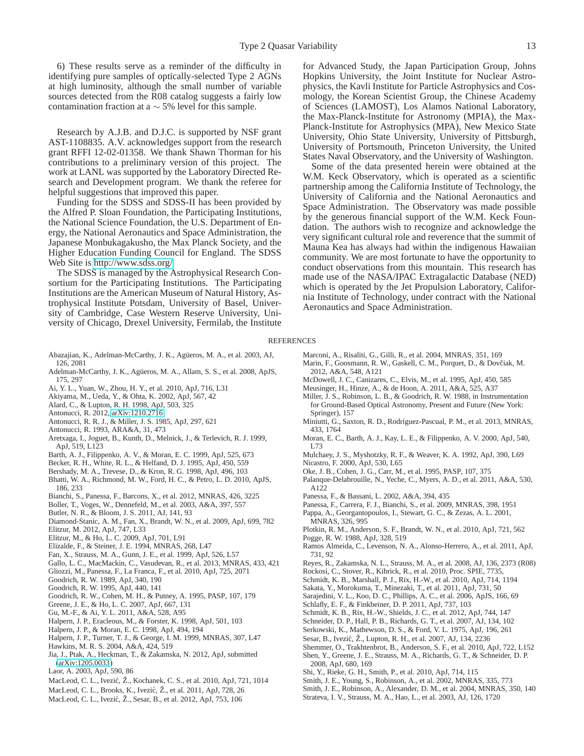6) These results serve as a reminder of the difficulty in identifying pure samples of optically-selected Type 2 AGNs at high luminosity, although the small number of variable sources detected from the R08 catalog suggests a fairly low contamination fraction at a $\sim 5\%$ level for this sample.

Research by A.J.B. and D.J.C. is supported by NSF grant AST-1108835. A.V. acknowledges support from the research grant RFFI 12-02-01358. We thank Shawn Thorman for his contributions to a preliminary version of this project. The work at LANL was supported by the Laboratory Directed Research and Development program. We thank the referee for helpful suggestions that improved this paper.

Funding for the SDSS and SDSS-II has been provided by the Alfred P. Sloan Foundation, the Participating Institutions, the National Science Foundation, the U.S. Department of Energy, the National Aeronautics and Space Administration, the Japanese Monbukagakusho, the Max Planck Society, and the Higher Education Funding Council for England. The SDSS Web Site is http://www.sdss.org/.

The SDSS is managed by the Astrophysical Research Consortium for the Participating Institutions. The Participating Institutions are the American Museum of Natural History, Astrophysical Institute Potsdam, University of Basel, University of Cambridge, Case Western Reserve University, University of Chicago, Drexel University, Fermilab, the Institute for Advanced Study, the Japan Participation Group, Johns Hopkins University, the Joint Institute for Nuclear Astrophysics, the Kavli Institute for Particle Astrophysics and Cosmology, the Korean Scientist Group, the Chinese Academy of Sciences (LAMOST), Los Alamos National Laboratory, the Max-Planck-Institute for Astronomy (MPIA), the Max-Planck-Institute for Astrophysics (MPA), New Mexico State University, Ohio State University, University of Pittsburgh, University of Portsmouth, Princeton University, the United States Naval Observatory, and the University of Washington.

Some of the data presented herein were obtained at the W.M. Keck Observatory, which is operated as a scientific partnership among the California Institute of Technology, the University of California and the National Aeronautics and Space Administration. The Observatory was made possible by the generous financial support of the W.M. Keck Foundation. The authors wish to recognize and acknowledge the very significant cultural role and reverence that the summit of Mauna Kea has always had within the indigenous Hawaiian community. We are most fortunate to have the opportunity to conduct observations from this mountain. This research has made use of the NASA/IPAC Extragalactic Database (NED) which is operated by the Jet Propulsion Laboratory, California Institute of Technology, under contract with the National Aeronautics and Space Administration.

## REFERENCES

Abazajian, K., Adelman-McCarthy, J. K., Agüeros, M. A., et al. 2003, AJ, 126, 2081
Adelman-McCarthy, J. K., Agüeros, M. A., Allam, S. S., et al. 2008, ApJS, 175, 297
Ai, Y. L., Yuan, W., Zhou, H. Y., et al. 2010, ApJ, 716, L31
Akiyama, M., Ueda, Y., & Ohta, K. 2002, ApJ, 567, 42
Alard, C., & Lupton, R. H. 1998, ApJ, 503, 325
Antonucci, R. 2012, arXiv:1210.2716
Antonucci, R. R. J., & Miller, J. S. 1985, ApJ, 297, 621
Antonucci, R. 1993, ARA&A, 31, 473
Aretxaga, I., Joguet, B., Kunth, D., Melnick, J., & Terlevich, R. J. 1999, ApJ, 519, L123
Barth, A. J., Filippenko, A. V., & Moran, E. C. 1999, ApJ, 525, 673
Becker, R. H., White, R. L., & Helfand, D. J. 1995, ApJ, 450, 559
Bershady, M. A., Trevese, D., & Kron, R. G. 1998, ApJ, 496, 103
Bhatti, W. A., Richmond, M. W., Ford, H. C., & Petro, L. D. 2010, ApJS, 186, 233
Bianchi, S., Panessa, F., Barcons, X., et al. 2012, MNRAS, 426, 3225
Boller, T., Voges, W., Dennefeld, M., et al. 2003, A&A, 397, 557
Butler, N. R., & Bloom, J. S. 2011, AJ, 141, 93
Diamond-Stanic, A. M., Fan, X., Brandt, W. N., et al. 2009, ApJ, 699, 782
Elitzur, M. 2012, ApJ, 747, L33
Elitzur, M., & Ho, L. C. 2009, ApJ, 701, L91
Elizalde, F., & Steiner, J. E. 1994, MNRAS, 268, L47
Fan, X., Strauss, M. A., Gunn, J. E., et al. 1999, ApJ, 526, L57
Gallo, L. C., MacMackin, C., Vasudevan, R., et al. 2013, MNRAS, 433, 421
Gliozzi, M., Panessa, F., La Franca, F., et al. 2010, ApJ, 725, 2071
Goodrich, R. W. 1989, ApJ, 340, 190
Goodrich, R. W. 1995, ApJ, 440, 141
Goodrich, R. W., Cohen, M. H., & Putney, A. 1995, PASP, 107, 179
Greene, J. E., & Ho, L. C. 2007, ApJ, 667, 131
Gu, M.-F., & Ai, Y. L. 2011, A&A, 528, A95
Halpern, J. P., Eracleous, M., & Forster, K. 1998, ApJ, 501, 103
Halpern, J. P., & Moran, E. C. 1998, ApJ, 494, 194
Halpern, J. P., Turner, T. J., & George, I. M. 1999, MNRAS, 307, L47
Hawkins, M. R. S. 2004, A&A, 424, 519
Jia, J., Ptak, A., Heckman, T., & Zakamska, N. 2012, ApJ, submitted (arXiv:1205.0033)
Laor, A. 2003, ApJ, 590, 86
MacLeod, C. L., Ivezić, Ž., Kochanek, C. S., et al. 2010, ApJ, 721, 1014
MacLeod, C. L., Brooks, K., Ivezić, Ž., et al. 2011, ApJ, 728, 26
MacLeod, C. L., Ivezić, Ž., Sesar, B., et al. 2012, ApJ, 753, 106
Marconi, A., Risaliti, G., Gilli, R., et al. 2004, MNRAS, 351, 169
Marin, F., Goosmann, R. W., Gaskell, C. M., Porquet, D., & Dovčiak, M. 2012, A&A, 548, A121
McDowell, J. C., Canizares, C., Elvis, M., et al. 1995, ApJ, 450, 585
Meusinger, H., Hinze, A., & de Hoon, A. 2011, A&A, 525, A37
Miller, J. S., Robinson, L. B., & Goodrich, R. W. 1988, in Instrumentation for Ground-Based Optical Astronomy, Present and Future (New York: Springer), 157
Miniutti, G., Saxton, R. D., Rodríguez-Pascual, P. M., et al. 2013, MNRAS, 433, 1764
Moran, E. C., Barth, A. J., Kay, L. E., & Filippenko, A. V. 2000, ApJ, 540, L73
Mulchaey, J. S., Myshotzky, R. F., & Weaver, K. A. 1992, ApJ, 390, L69
Nicastro, F. 2000, ApJ, 530, L65
Oke, J. B., Cohen, J. G., Carr, M., et al. 1995, PASP, 107, 375
Palanque-Delabrouille, N., Yeche, C., Myers, A. D., et al. 2011, A&A, 530, A122
Panessa, F., & Bassani, L. 2002, A&A, 394, 435
Panessa, F., Carrera, F. J., Bianchi, S., et al. 2009, MNRAS, 398, 1951
Pappa, A., Georgantopoulos, I., Stewart, G. C., & Zezas, A. L. 2001, MNRAS, 326, 995
Plotkin, R. M., Anderson, S. F., Brandt, W. N., et al. 2010, ApJ, 721, 562
Pogge, R. W. 1988, ApJ, 328, 519
Ramos Almeida, C., Levenson, N. A., Alonso-Herrero, A., et al. 2011, ApJ, 731, 92
Reyes, R., Zakamska, N. L., Strauss, M. A., et al. 2008, AJ, 136, 2373 (R08)
Rockosi, C., Stover, R., Kibrick, R., et al. 2010, Proc. SPIE, 7735,
Schmidt, K. B., Marshall, P. J., Rix, H.-W., et al. 2010, ApJ, 714, 1194
Sakata, Y., Morokuma, T., Minezaki, T., et al. 2011, ApJ, 731, 50
Sarajedini, V. L., Koo, D. C., Phillips, A. C., et al. 2006, ApJS, 166, 69
Schlafly, E. F., & Finkbeiner, D. P. 2011, ApJ, 737, 103
Schmidt, K. B., Rix, H.-W., Shields, J. C., et al. 2012, ApJ, 744, 147
Schneider, D. P., Hall, P. B., Richards, G. T., et al. 2007, AJ, 134, 102
Serkowski, K., Mathewson, D. S., & Ford, V. L. 1975, ApJ, 196, 261
Sesar, B., Ivezić, Ž., Lupton, R. H., et al. 2007, AJ, 134, 2236
Shemmer, O., Trakhtenbrot, B., Anderson, S. F., et al. 2010, ApJ, 722, L152
Shen, Y., Greene, J. E., Strauss, M. A., Richards, G. T., & Schneider, D. P. 2008, ApJ, 680, 169
Shi, Y., Rieke, G. H., Smith, P., et al. 2010, ApJ, 714, 115
Smith, J. E., Young, S., Robinson, A., et al. 2002, MNRAS, 335, 773
Smith, J. E., Robinson, A., Alexander, D. M., et al. 2004, MNRAS, 350, 140
Strateva, I. V., Strauss, M. A., Hao, L., et al. 2003, AJ, 126, 1720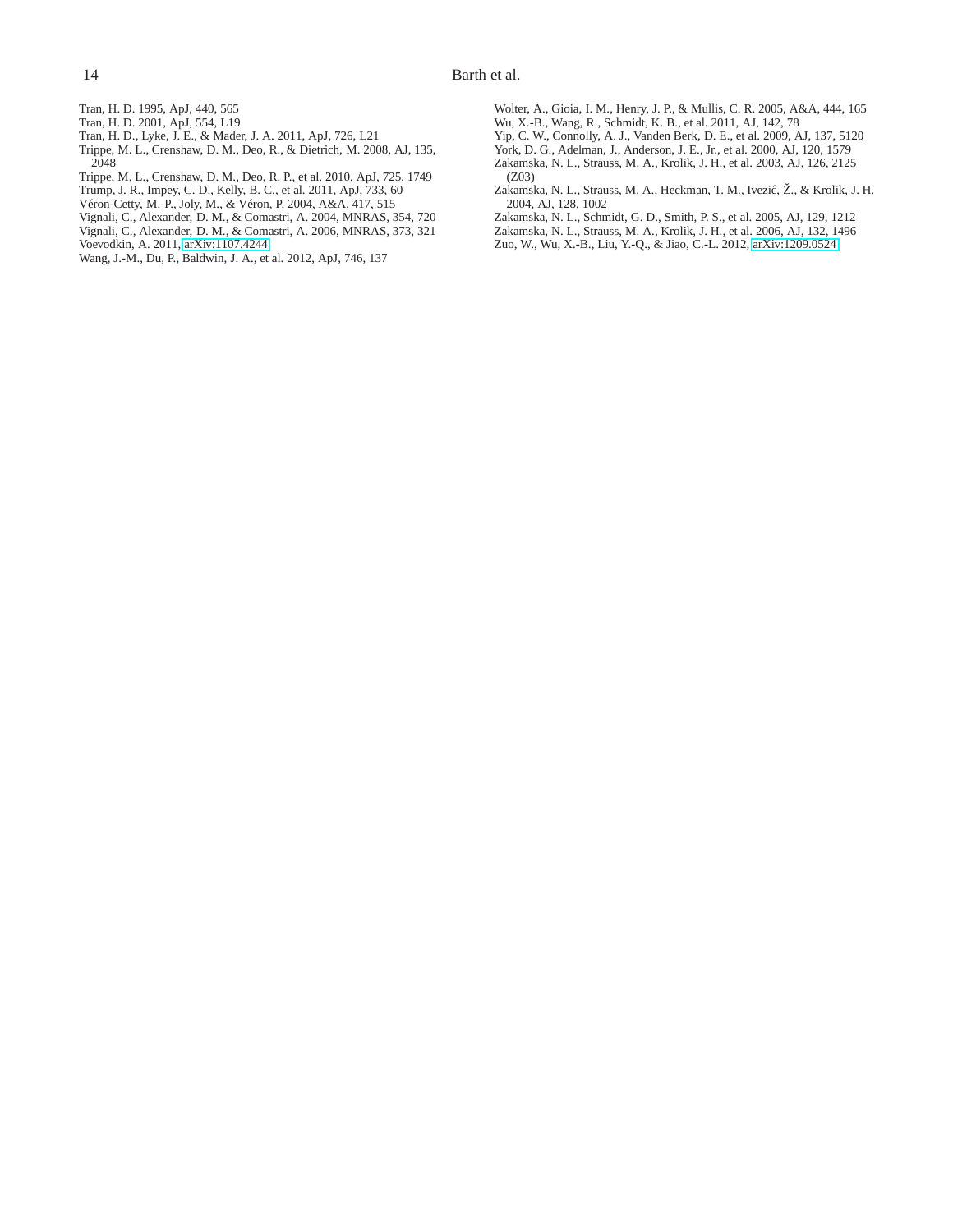Tran, H. D. 1995, ApJ, 440, 565

Tran, H. D. 2001, ApJ, 554, L19

Tran, H. D., Lyke, J. E., & Mader, J. A. 2011, ApJ, 726, L21

Trippe, M. L., Crenshaw, D. M., Deo, R., & Dietrich, M. 2008, AJ, 135, 2048

Trippe, M. L., Crenshaw, D. M., Deo, R. P., et al. 2010, ApJ, 725, 1749

Trump, J. R., Impey, C. D., Kelly, B. C., et al. 2011, ApJ, 733, 60

Véron-Cetty, M.-P., Joly, M., & Véron, P. 2004, A&A, 417, 515

Vignali, C., Alexander, D. M., & Comastri, A. 2004, MNRAS, 354, 720

Vignali, C., Alexander, D. M., & Comastri, A. 2006, MNRAS, 373, 321

Voevodkin, A. 2011, arXiv:1107.4244

Wang, J.-M., Du, P., Baldwin, J. A., et al. 2012, ApJ, 746, 137

Wolter, A., Gioia, I. M., Henry, J. P., & Mullis, C. R. 2005, A&A, 444, 165

Wu, X.-B., Wang, R., Schmidt, K. B., et al. 2011, AJ, 142, 78

Yip, C. W., Connolly, A. J., Vanden Berk, D. E., et al. 2009, AJ, 137, 5120

York, D. G., Adelman, J., Anderson, J. E., Jr., et al. 2000, AJ, 120, 1579

Zakamska, N. L., Strauss, M. A., Krolik, J. H., et al. 2003, AJ, 126, 2125 (Z03)

Zakamska, N. L., Strauss, M. A., Heckman, T. M., Ivezić, Ž., & Krolik, J. H. 2004, AJ, 128, 1002

Zakamska, N. L., Schmidt, G. D., Smith, P. S., et al. 2005, AJ, 129, 1212

Zakamska, N. L., Strauss, M. A., Krolik, J. H., et al. 2006, AJ, 132, 1496

Zuo, W., Wu, X.-B., Liu, Y.-Q., & Jiao, C.-L. 2012, arXiv:1209.0524